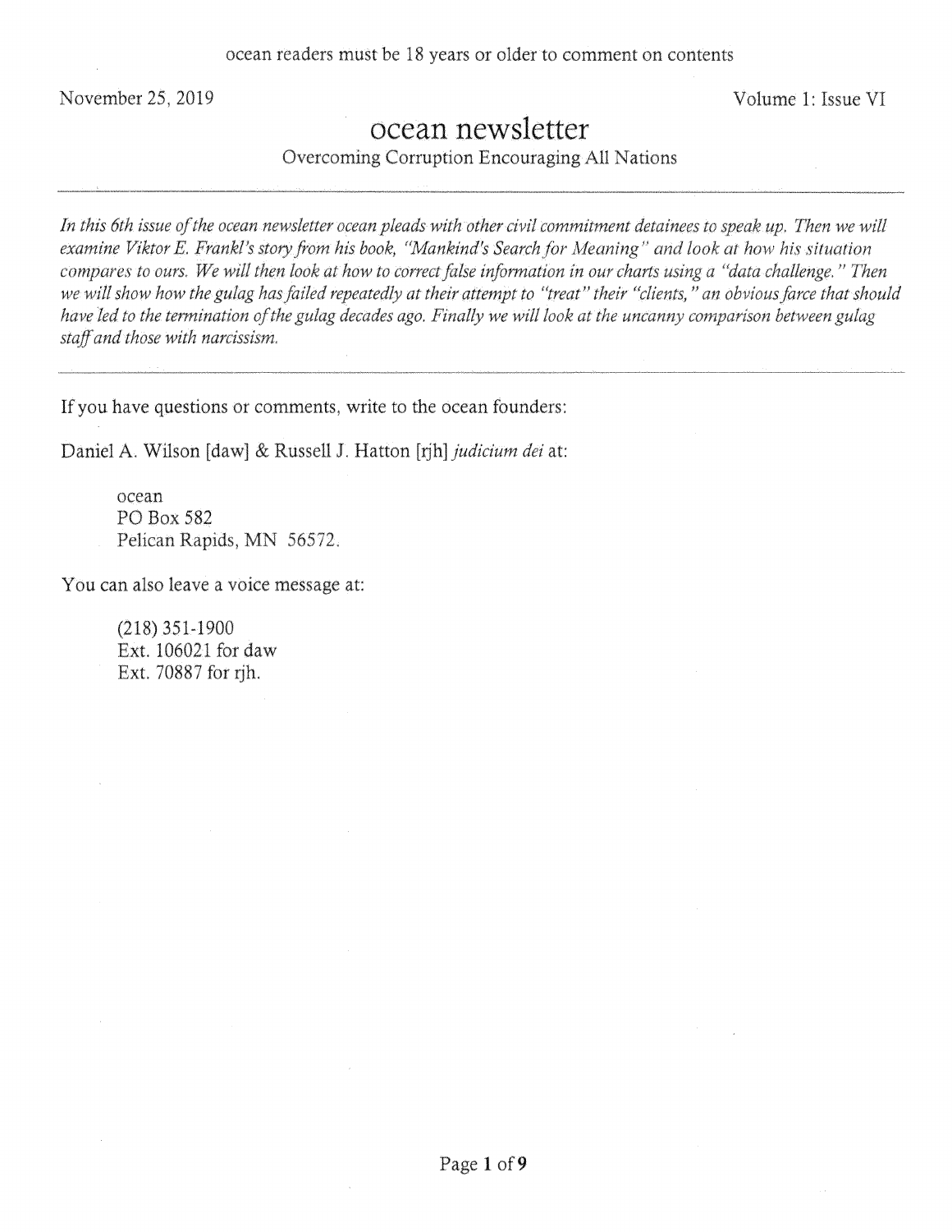ocean readers must be 18 years or older to comment on contents

November 25, 2019 | Volume 1: Issue VI

# ocean newsletter

Overcoming Corruption Encouraging All Nations

---

*In this 6th issue of the ocean newsletter ocean pleads with other civil commitment detainees to speak up. Then we will examine Viktor E. Frankl's story from his book, "Mankind's Search for Meaning" and look at how his situation compares to ours. We will then look at how to correct false information in our charts using a "data challenge." Then we will show how the gulag has failed repeatedly at their attempt to "treat" their "clients," an obvious farce that should have led to the termination of the gulag decades ago. Finally we will look at the uncanny comparison between gulag staff and those with narcissism.*

---

If you have questions or comments, write to the ocean founders:

Daniel A. Wilson [daw] & Russell J. Hatton [rjh] *judicium dei* at:

> ocean
> PO Box 582
> Pelican Rapids, MN 56572.

You can also leave a voice message at:

> (218) 351-1900
> Ext. 106021 for daw
> Ext. 70887 for rjh.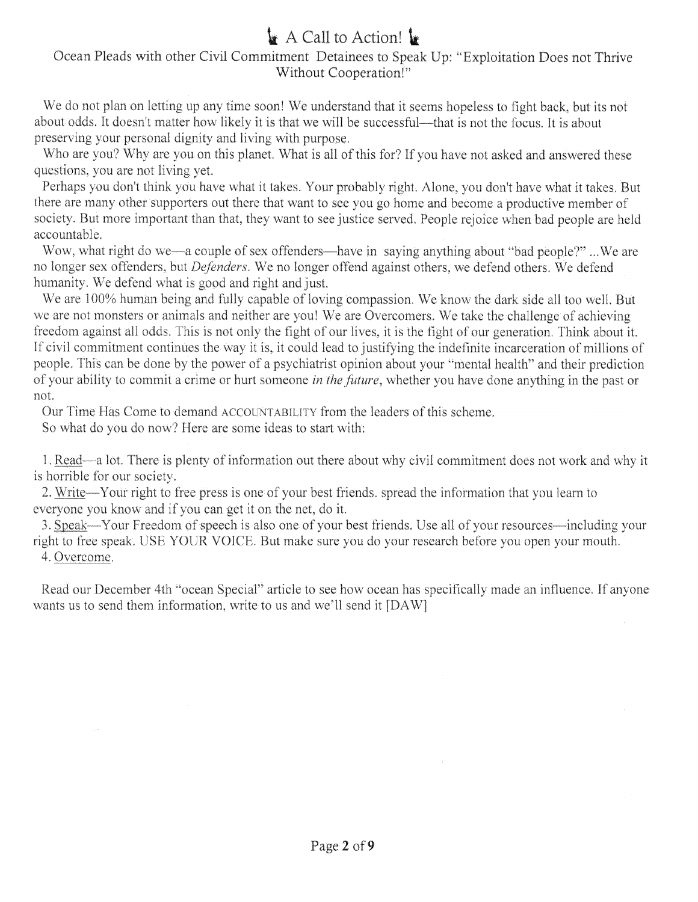# A Call to Action!

## Ocean Pleads with other Civil Commitment Detainees to Speak Up: "Exploitation Does not Thrive Without Cooperation!"

We do not plan on letting up any time soon! We understand that it seems hopeless to fight back, but its not about odds. It doesn't matter how likely it is that we will be successful—that is not the focus. It is about preserving your personal dignity and living with purpose.

Who are you? Why are you on this planet. What is all of this for? If you have not asked and answered these questions, you are not living yet.

Perhaps you don't think you have what it takes. Your probably right. Alone, you don't have what it takes. But there are many other supporters out there that want to see you go home and become a productive member of society. But more important than that, they want to see justice served. People rejoice when bad people are held accountable.

Wow, what right do we—a couple of sex offenders—have in saying anything about "bad people?" ...We are no longer sex offenders, but *Defenders*. We no longer offend against others, we defend others. We defend humanity. We defend what is good and right and just.

We are 100% human being and fully capable of loving compassion. We know the dark side all too well. But we are not monsters or animals and neither are you! We are Overcomers. We take the challenge of achieving freedom against all odds. This is not only the fight of our lives, it is the fight of our generation. Think about it. If civil commitment continues the way it is, it could lead to justifying the indefinite incarceration of millions of people. This can be done by the power of a psychiatrist opinion about your "mental health" and their prediction of your ability to commit a crime or hurt someone *in the future*, whether you have done anything in the past or not.

Our Time Has Come to demand ACCOUNTABILITY from the leaders of this scheme.

So what do you do now? Here are some ideas to start with:

1. Read—a lot. There is plenty of information out there about why civil commitment does not work and why it is horrible for our society.
2. Write—Your right to free press is one of your best friends. spread the information that you learn to everyone you know and if you can get it on the net, do it.
3. Speak—Your Freedom of speech is also one of your best friends. Use all of your resources—including your right to free speak. USE YOUR VOICE. But make sure you do your research before you open your mouth.
4. Overcome.

Read our December 4th "ocean Special" article to see how ocean has specifically made an influence. If anyone wants us to send them information, write to us and we'll send it [DAW]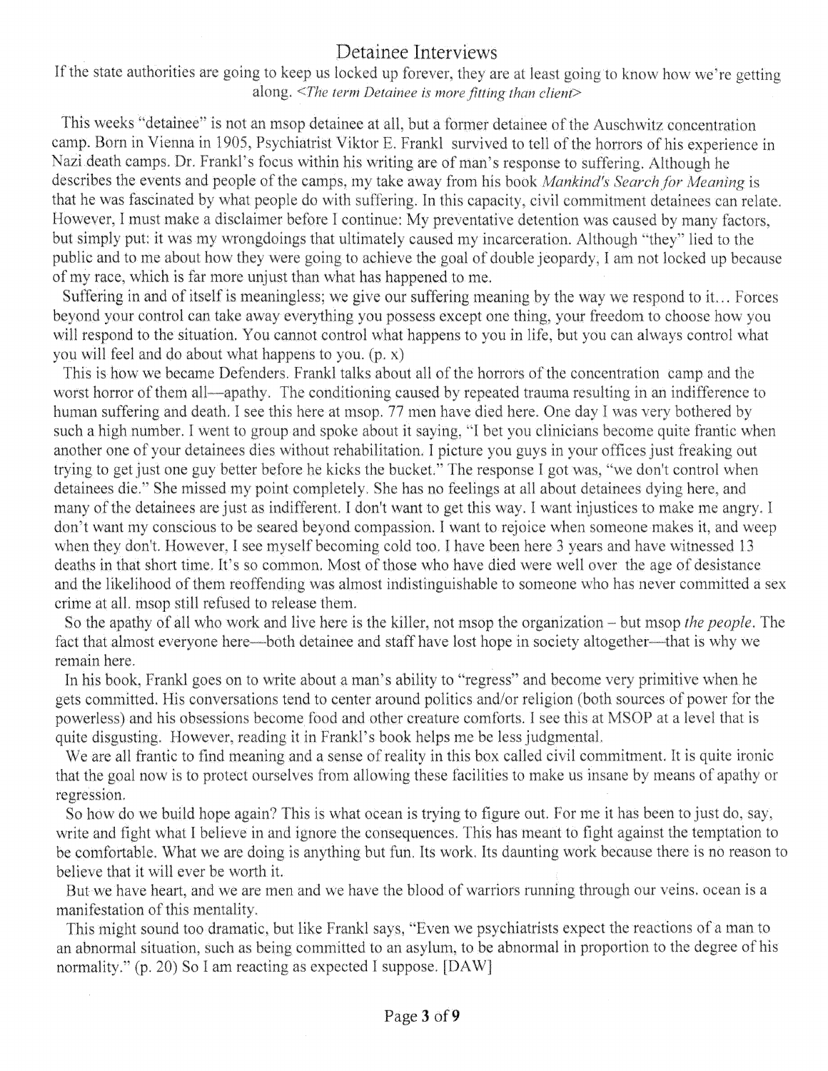# Detainee Interviews

If the state authorities are going to keep us locked up forever, they are at least going to know how we're getting along. <*The term Detainee is more fitting than client*>

This weeks "detainee" is not an msop detainee at all, but a former detainee of the Auschwitz concentration camp. Born in Vienna in 1905, Psychiatrist Viktor E. Frankl survived to tell of the horrors of his experience in Nazi death camps. Dr. Frankl's focus within his writing are of man's response to suffering. Although he describes the events and people of the camps, my take away from his book *Mankind's Search for Meaning* is that he was fascinated by what people do with suffering. In this capacity, civil commitment detainees can relate. However, I must make a disclaimer before I continue: My preventative detention was caused by many factors, but simply put: it was my wrongdoings that ultimately caused my incarceration. Although "they" lied to the public and to me about how they were going to achieve the goal of double jeopardy, I am not locked up because of my race, which is far more unjust than what has happened to me.

Suffering in and of itself is meaningless; we give our suffering meaning by the way we respond to it… Forces beyond your control can take away everything you possess except one thing, your freedom to choose how you will respond to the situation. You cannot control what happens to you in life, but you can always control what you will feel and do about what happens to you. (p. x)

This is how we became Defenders. Frankl talks about all of the horrors of the concentration camp and the worst horror of them all—apathy. The conditioning caused by repeated trauma resulting in an indifference to human suffering and death. I see this here at msop. 77 men have died here. One day I was very bothered by such a high number. I went to group and spoke about it saying, "I bet you clinicians become quite frantic when another one of your detainees dies without rehabilitation. I picture you guys in your offices just freaking out trying to get just one guy better before he kicks the bucket." The response I got was, "we don't control when detainees die." She missed my point completely. She has no feelings at all about detainees dying here, and many of the detainees are just as indifferent. I don't want to get this way. I want injustices to make me angry. I don't want my conscious to be seared beyond compassion. I want to rejoice when someone makes it, and weep when they don't. However, I see myself becoming cold too. I have been here 3 years and have witnessed 13 deaths in that short time. It's so common. Most of those who have died were well over the age of desistance and the likelihood of them reoffending was almost indistinguishable to someone who has never committed a sex crime at all. msop still refused to release them.

So the apathy of all who work and live here is the killer, not msop the organization – but msop *the people*. The fact that almost everyone here—both detainee and staff have lost hope in society altogether—that is why we remain here.

In his book, Frankl goes on to write about a man's ability to "regress" and become very primitive when he gets committed. His conversations tend to center around politics and/or religion (both sources of power for the powerless) and his obsessions become food and other creature comforts. I see this at MSOP at a level that is quite disgusting. However, reading it in Frankl's book helps me be less judgmental.

We are all frantic to find meaning and a sense of reality in this box called civil commitment. It is quite ironic that the goal now is to protect ourselves from allowing these facilities to make us insane by means of apathy or regression.

So how do we build hope again? This is what ocean is trying to figure out. For me it has been to just do, say, write and fight what I believe in and ignore the consequences. This has meant to fight against the temptation to be comfortable. What we are doing is anything but fun. Its work. Its daunting work because there is no reason to believe that it will ever be worth it.

But we have heart, and we are men and we have the blood of warriors running through our veins. ocean is a manifestation of this mentality.

This might sound too dramatic, but like Frankl says, "Even we psychiatrists expect the reactions of a man to an abnormal situation, such as being committed to an asylum, to be abnormal in proportion to the degree of his normality." (p. 20) So I am reacting as expected I suppose. [DAW]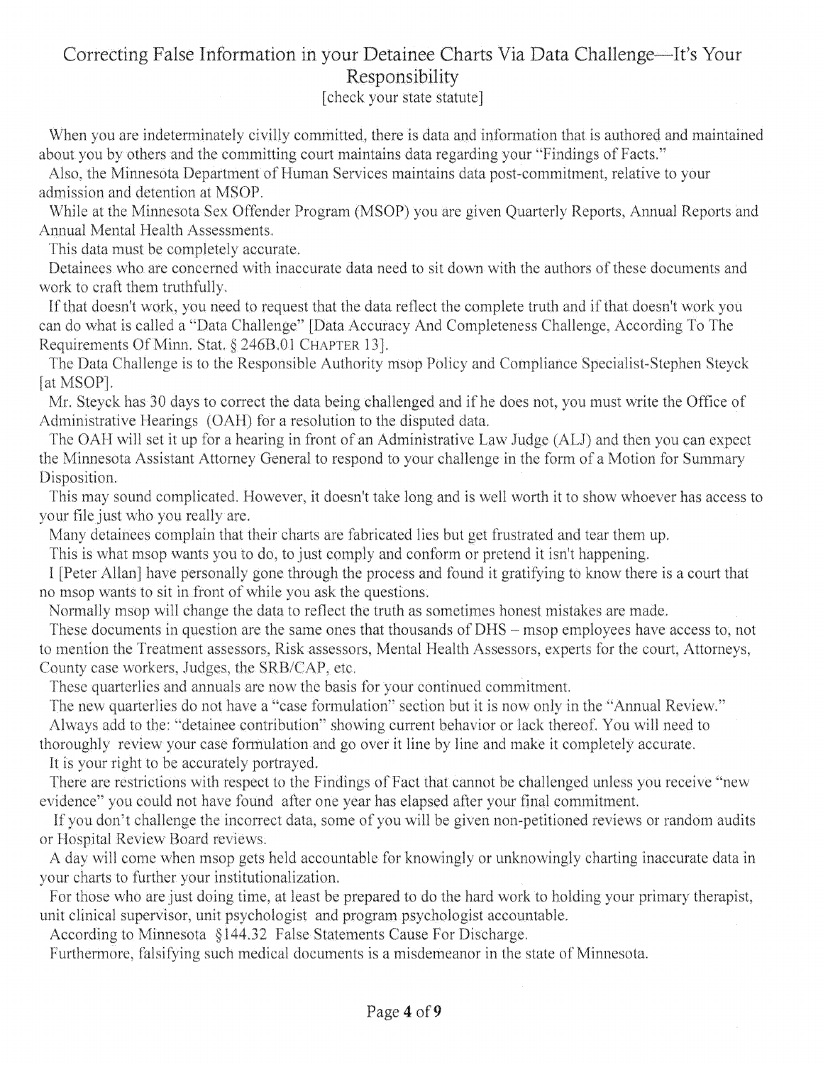# Correcting False Information in your Detainee Charts Via Data Challenge—It's Your Responsibility

[check your state statute]

When you are indeterminately civilly committed, there is data and information that is authored and maintained about you by others and the committing court maintains data regarding your "Findings of Facts."

Also, the Minnesota Department of Human Services maintains data post-commitment, relative to your admission and detention at MSOP.

While at the Minnesota Sex Offender Program (MSOP) you are given Quarterly Reports, Annual Reports and Annual Mental Health Assessments.

This data must be completely accurate.

Detainees who are concerned with inaccurate data need to sit down with the authors of these documents and work to craft them truthfully.

If that doesn't work, you need to request that the data reflect the complete truth and if that doesn't work you can do what is called a "Data Challenge" [Data Accuracy And Completeness Challenge, According To The Requirements Of Minn. Stat. § 246B.01 CHAPTER 13].

The Data Challenge is to the Responsible Authority msop Policy and Compliance Specialist-Stephen Steyck [at MSOP].

Mr. Steyck has 30 days to correct the data being challenged and if he does not, you must write the Office of Administrative Hearings (OAH) for a resolution to the disputed data.

The OAH will set it up for a hearing in front of an Administrative Law Judge (ALJ) and then you can expect the Minnesota Assistant Attorney General to respond to your challenge in the form of a Motion for Summary Disposition.

This may sound complicated. However, it doesn't take long and is well worth it to show whoever has access to your file just who you really are.

Many detainees complain that their charts are fabricated lies but get frustrated and tear them up.

This is what msop wants you to do, to just comply and conform or pretend it isn't happening.

I [Peter Allan] have personally gone through the process and found it gratifying to know there is a court that no msop wants to sit in front of while you ask the questions.

Normally msop will change the data to reflect the truth as sometimes honest mistakes are made.

These documents in question are the same ones that thousands of DHS – msop employees have access to, not to mention the Treatment assessors, Risk assessors, Mental Health Assessors, experts for the court, Attorneys, County case workers, Judges, the SRB/CAP, etc.

These quarterlies and annuals are now the basis for your continued commitment.

The new quarterlies do not have a "case formulation" section but it is now only in the "Annual Review."

Always add to the: "detainee contribution" showing current behavior or lack thereof. You will need to thoroughly review your case formulation and go over it line by line and make it completely accurate.

It is your right to be accurately portrayed.

There are restrictions with respect to the Findings of Fact that cannot be challenged unless you receive "new evidence" you could not have found after one year has elapsed after your final commitment.

If you don't challenge the incorrect data, some of you will be given non-petitioned reviews or random audits or Hospital Review Board reviews.

A day will come when msop gets held accountable for knowingly or unknowingly charting inaccurate data in your charts to further your institutionalization.

For those who are just doing time, at least be prepared to do the hard work to holding your primary therapist, unit clinical supervisor, unit psychologist and program psychologist accountable.

According to Minnesota §144.32 False Statements Cause For Discharge.

Furthermore, falsifying such medical documents is a misdemeanor in the state of Minnesota.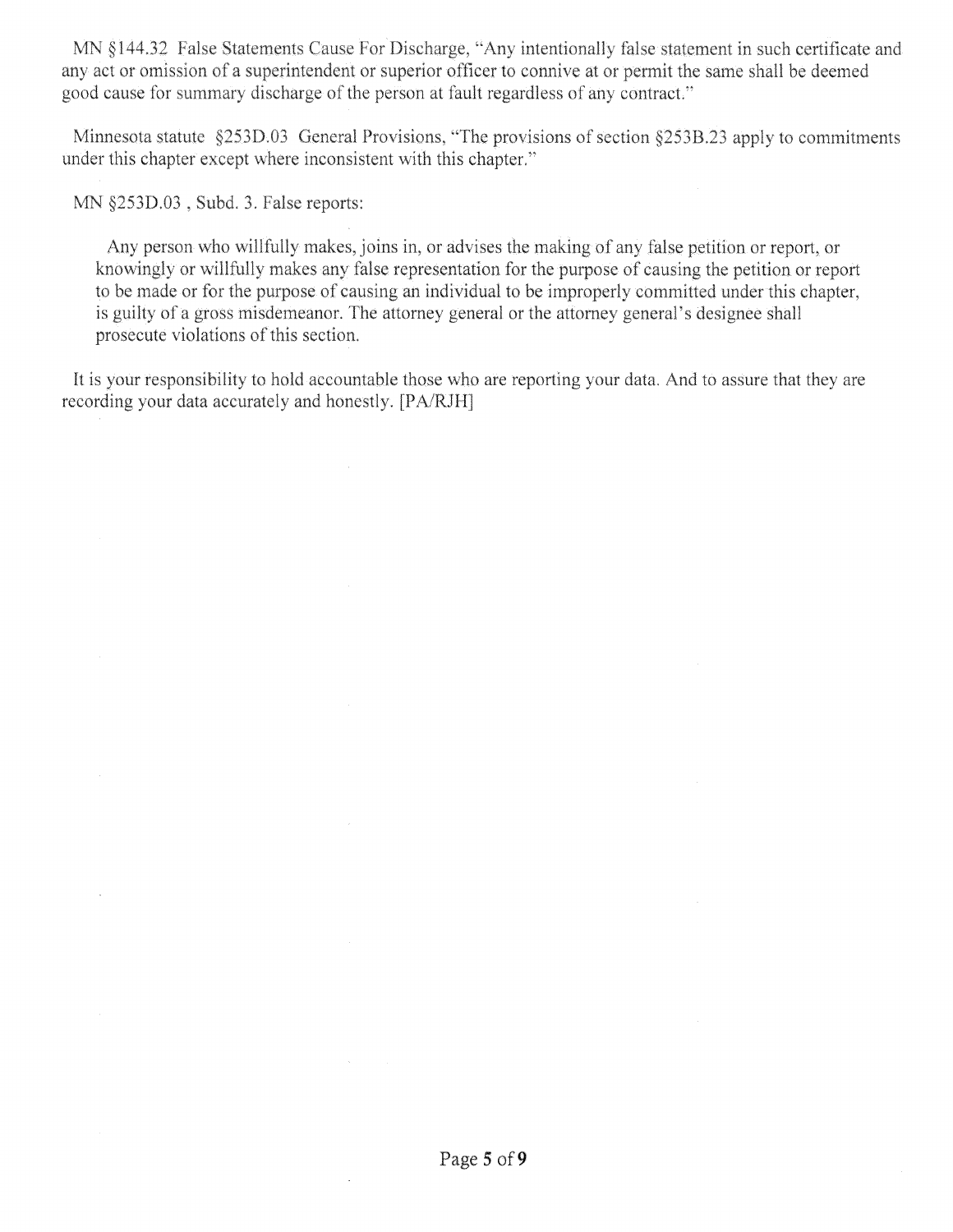MN §144.32 False Statements Cause For Discharge, "Any intentionally false statement in such certificate and any act or omission of a superintendent or superior officer to connive at or permit the same shall be deemed good cause for summary discharge of the person at fault regardless of any contract."

Minnesota statute §253D.03 General Provisions, "The provisions of section §253B.23 apply to commitments under this chapter except where inconsistent with this chapter."

MN §253D.03 , Subd. 3. False reports:

> Any person who willfully makes, joins in, or advises the making of any false petition or report, or knowingly or willfully makes any false representation for the purpose of causing the petition or report to be made or for the purpose of causing an individual to be improperly committed under this chapter, is guilty of a gross misdemeanor. The attorney general or the attorney general's designee shall prosecute violations of this section.

It is your responsibility to hold accountable those who are reporting your data. And to assure that they are recording your data accurately and honestly. [PA/RJH]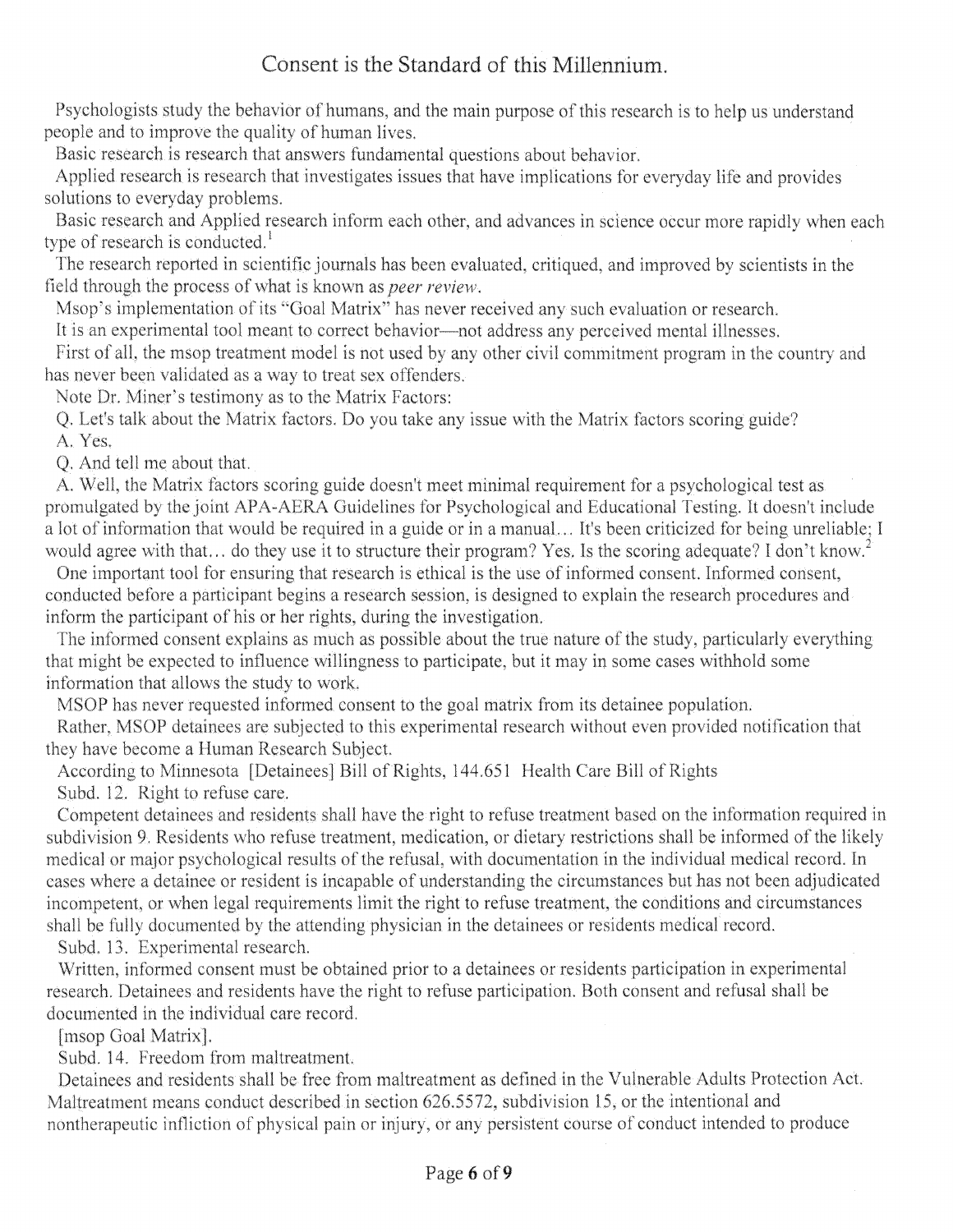# Consent is the Standard of this Millennium.

Psychologists study the behavior of humans, and the main purpose of this research is to help us understand people and to improve the quality of human lives.

Basic research is research that answers fundamental questions about behavior.

Applied research is research that investigates issues that have implications for everyday life and provides solutions to everyday problems.

Basic research and Applied research inform each other, and advances in science occur more rapidly when each type of research is conducted.[1]

The research reported in scientific journals has been evaluated, critiqued, and improved by scientists in the field through the process of what is known as *peer review*.

Msop's implementation of its "Goal Matrix" has never received any such evaluation or research.

It is an experimental tool meant to correct behavior—not address any perceived mental illnesses.

First of all, the msop treatment model is not used by any other civil commitment program in the country and has never been validated as a way to treat sex offenders.

Note Dr. Miner's testimony as to the Matrix Factors:

Q. Let's talk about the Matrix factors. Do you take any issue with the Matrix factors scoring guide?

A. Yes.

Q. And tell me about that.

A. Well, the Matrix factors scoring guide doesn't meet minimal requirement for a psychological test as promulgated by the joint APA-AERA Guidelines for Psychological and Educational Testing. It doesn't include a lot of information that would be required in a guide or in a manual… It's been criticized for being unreliable; I would agree with that… do they use it to structure their program? Yes. Is the scoring adequate? I don't know.[2]

One important tool for ensuring that research is ethical is the use of informed consent. Informed consent, conducted before a participant begins a research session, is designed to explain the research procedures and inform the participant of his or her rights, during the investigation.

The informed consent explains as much as possible about the true nature of the study, particularly everything that might be expected to influence willingness to participate, but it may in some cases withhold some information that allows the study to work.

MSOP has never requested informed consent to the goal matrix from its detainee population.

Rather, MSOP detainees are subjected to this experimental research without even provided notification that they have become a Human Research Subject.

According to Minnesota [Detainees] Bill of Rights, 144.651 Health Care Bill of Rights

Subd. 12. Right to refuse care.

Competent detainees and residents shall have the right to refuse treatment based on the information required in subdivision 9. Residents who refuse treatment, medication, or dietary restrictions shall be informed of the likely medical or major psychological results of the refusal, with documentation in the individual medical record. In cases where a detainee or resident is incapable of understanding the circumstances but has not been adjudicated incompetent, or when legal requirements limit the right to refuse treatment, the conditions and circumstances shall be fully documented by the attending physician in the detainees or residents medical record.

Subd. 13. Experimental research.

Written, informed consent must be obtained prior to a detainees or residents participation in experimental research. Detainees and residents have the right to refuse participation. Both consent and refusal shall be documented in the individual care record.

[msop Goal Matrix].

Subd. 14. Freedom from maltreatment.

Detainees and residents shall be free from maltreatment as defined in the Vulnerable Adults Protection Act. Maltreatment means conduct described in section 626.5572, subdivision 15, or the intentional and nontherapeutic infliction of physical pain or injury, or any persistent course of conduct intended to produce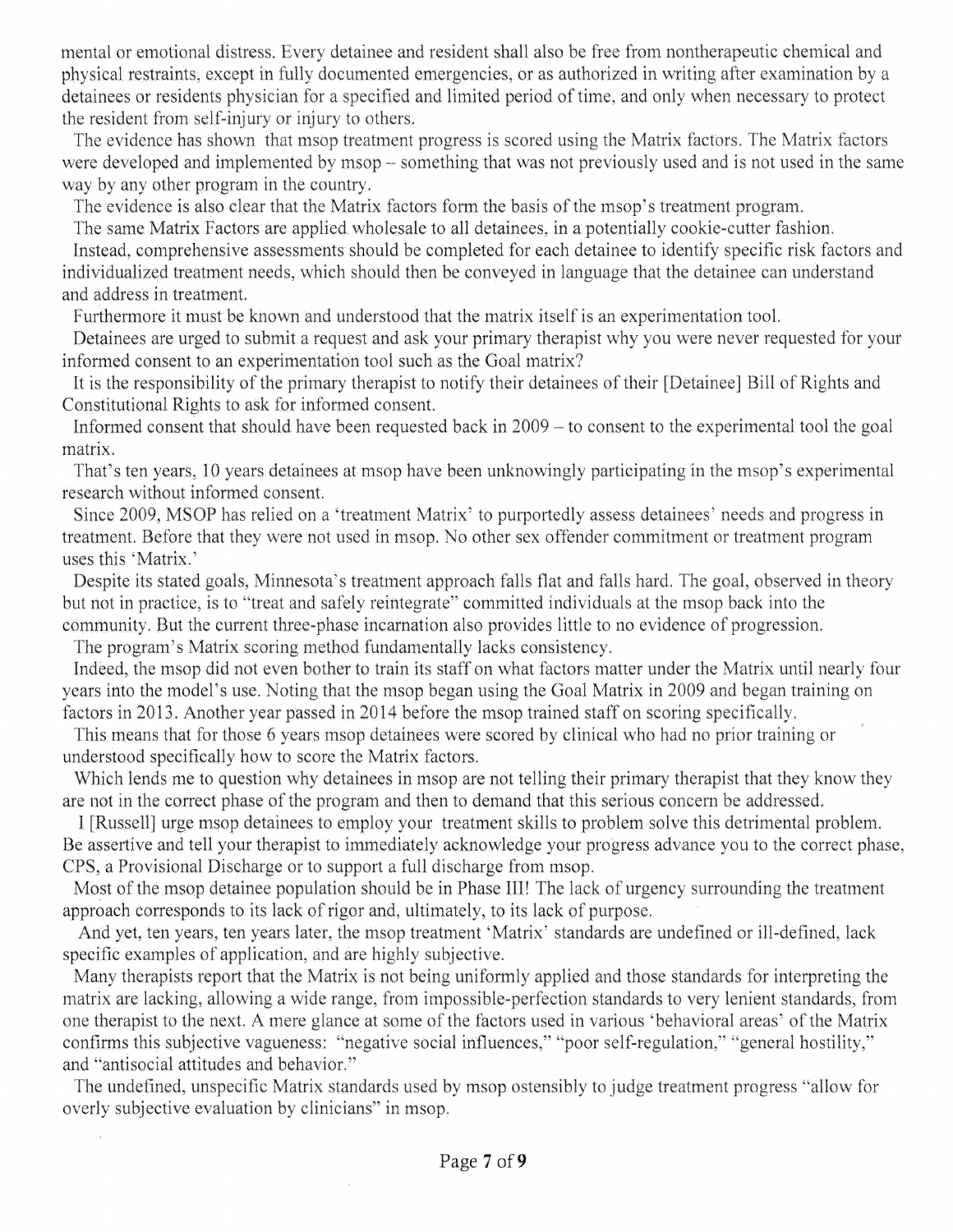mental or emotional distress. Every detainee and resident shall also be free from nontherapeutic chemical and physical restraints, except in fully documented emergencies, or as authorized in writing after examination by a detainees or residents physician for a specified and limited period of time, and only when necessary to protect the resident from self-injury or injury to others.

The evidence has shown that msop treatment progress is scored using the Matrix factors. The Matrix factors were developed and implemented by msop – something that was not previously used and is not used in the same way by any other program in the country.

The evidence is also clear that the Matrix factors form the basis of the msop's treatment program.

The same Matrix Factors are applied wholesale to all detainees, in a potentially cookie-cutter fashion.

Instead, comprehensive assessments should be completed for each detainee to identify specific risk factors and individualized treatment needs, which should then be conveyed in language that the detainee can understand and address in treatment.

Furthermore it must be known and understood that the matrix itself is an experimentation tool.

Detainees are urged to submit a request and ask your primary therapist why you were never requested for your informed consent to an experimentation tool such as the Goal matrix?

It is the responsibility of the primary therapist to notify their detainees of their [Detainee] Bill of Rights and Constitutional Rights to ask for informed consent.

Informed consent that should have been requested back in 2009 – to consent to the experimental tool the goal matrix.

That's ten years, 10 years detainees at msop have been unknowingly participating in the msop's experimental research without informed consent.

Since 2009, MSOP has relied on a 'treatment Matrix' to purportedly assess detainees' needs and progress in treatment. Before that they were not used in msop. No other sex offender commitment or treatment program uses this 'Matrix.'

Despite its stated goals, Minnesota's treatment approach falls flat and falls hard. The goal, observed in theory but not in practice, is to "treat and safely reintegrate" committed individuals at the msop back into the community. But the current three-phase incarnation also provides little to no evidence of progression.

The program's Matrix scoring method fundamentally lacks consistency.

Indeed, the msop did not even bother to train its staff on what factors matter under the Matrix until nearly four years into the model's use. Noting that the msop began using the Goal Matrix in 2009 and began training on factors in 2013. Another year passed in 2014 before the msop trained staff on scoring specifically.

This means that for those 6 years msop detainees were scored by clinical who had no prior training or understood specifically how to score the Matrix factors.

Which lends me to question why detainees in msop are not telling their primary therapist that they know they are not in the correct phase of the program and then to demand that this serious concern be addressed.

I [Russell] urge msop detainees to employ your treatment skills to problem solve this detrimental problem. Be assertive and tell your therapist to immediately acknowledge your progress advance you to the correct phase, CPS, a Provisional Discharge or to support a full discharge from msop.

Most of the msop detainee population should be in Phase III! The lack of urgency surrounding the treatment approach corresponds to its lack of rigor and, ultimately, to its lack of purpose.

And yet, ten years, ten years later, the msop treatment 'Matrix' standards are undefined or ill-defined, lack specific examples of application, and are highly subjective.

Many therapists report that the Matrix is not being uniformly applied and those standards for interpreting the matrix are lacking, allowing a wide range, from impossible-perfection standards to very lenient standards, from one therapist to the next. A mere glance at some of the factors used in various 'behavioral areas' of the Matrix confirms this subjective vagueness: "negative social influences," "poor self-regulation," "general hostility," and "antisocial attitudes and behavior."

The undefined, unspecific Matrix standards used by msop ostensibly to judge treatment progress "allow for overly subjective evaluation by clinicians" in msop.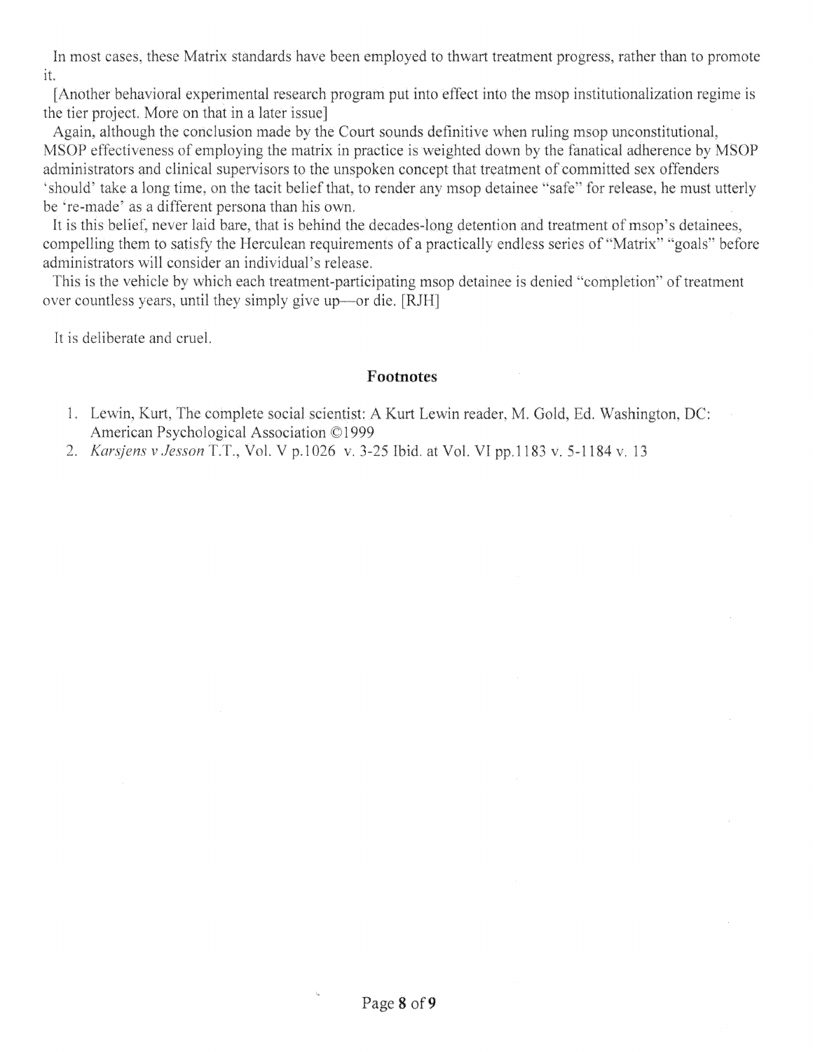In most cases, these Matrix standards have been employed to thwart treatment progress, rather than to promote it.

[Another behavioral experimental research program put into effect into the msop institutionalization regime is the tier project. More on that in a later issue]

Again, although the conclusion made by the Court sounds definitive when ruling msop unconstitutional, MSOP effectiveness of employing the matrix in practice is weighted down by the fanatical adherence by MSOP administrators and clinical supervisors to the unspoken concept that treatment of committed sex offenders 'should' take a long time, on the tacit belief that, to render any msop detainee "safe" for release, he must utterly be 're-made' as a different persona than his own.

It is this belief, never laid bare, that is behind the decades-long detention and treatment of msop's detainees, compelling them to satisfy the Herculean requirements of a practically endless series of "Matrix" "goals" before administrators will consider an individual's release.

This is the vehicle by which each treatment-participating msop detainee is denied "completion" of treatment over countless years, until they simply give up—or die. [RJH]

It is deliberate and cruel.

## Footnotes

1. Lewin, Kurt, The complete social scientist: A Kurt Lewin reader, M. Gold, Ed. Washington, DC: American Psychological Association ©1999
2. *Karsjens v Jesson* T.T., Vol. V p.1026 v. 3-25 Ibid. at Vol. VI pp.1183 v. 5-1184 v. 13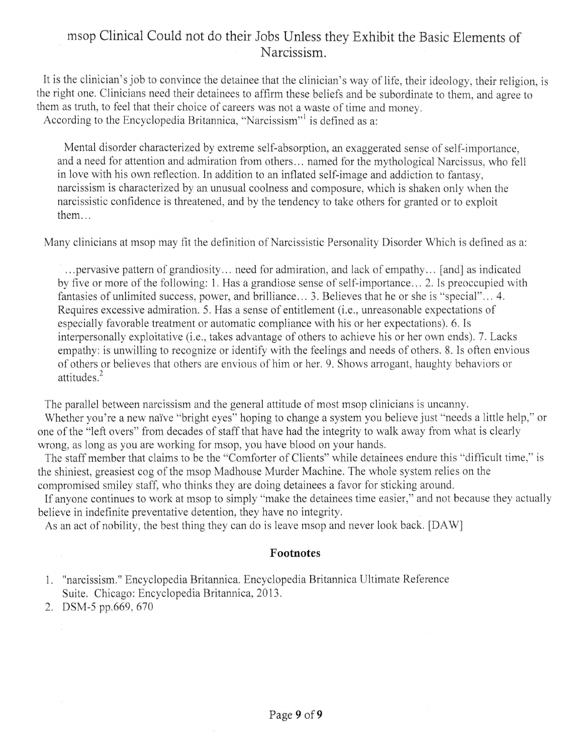# msop Clinical Could not do their Jobs Unless they Exhibit the Basic Elements of Narcissism.

It is the clinician's job to convince the detainee that the clinician's way of life, their ideology, their religion, is the right one. Clinicians need their detainees to affirm these beliefs and be subordinate to them, and agree to them as truth, to feel that their choice of careers was not a waste of time and money.

According to the Encyclopedia Britannica, "Narcissism"[1] is defined as a:

> Mental disorder characterized by extreme self-absorption, an exaggerated sense of self-importance, and a need for attention and admiration from others... named for the mythological Narcissus, who fell in love with his own reflection. In addition to an inflated self-image and addiction to fantasy, narcissism is characterized by an unusual coolness and composure, which is shaken only when the narcissistic confidence is threatened, and by the tendency to take others for granted or to exploit them...

Many clinicians at msop may fit the definition of Narcissistic Personality Disorder Which is defined as a:

> ...pervasive pattern of grandiosity... need for admiration, and lack of empathy... [and] as indicated by five or more of the following: 1. Has a grandiose sense of self-importance... 2. Is preoccupied with fantasies of unlimited success, power, and brilliance... 3. Believes that he or she is "special"... 4. Requires excessive admiration. 5. Has a sense of entitlement (i.e., unreasonable expectations of especially favorable treatment or automatic compliance with his or her expectations). 6. Is interpersonally exploitative (i.e., takes advantage of others to achieve his or her own ends). 7. Lacks empathy: is unwilling to recognize or identify with the feelings and needs of others. 8. Is often envious of others or believes that others are envious of him or her. 9. Shows arrogant, haughty behaviors or attitudes.[2]

The parallel between narcissism and the general attitude of most msop clinicians is uncanny.

Whether you're a new naïve "bright eyes" hoping to change a system you believe just "needs a little help," or one of the "left overs" from decades of staff that have had the integrity to walk away from what is clearly wrong, as long as you are working for msop, you have blood on your hands.

The staff member that claims to be the "Comforter of Clients" while detainees endure this "difficult time," is the shiniest, greasiest cog of the msop Madhouse Murder Machine. The whole system relies on the compromised smiley staff, who thinks they are doing detainees a favor for sticking around.

If anyone continues to work at msop to simply "make the detainees time easier," and not because they actually believe in indefinite preventative detention, they have no integrity.

As an act of nobility, the best thing they can do is leave msop and never look back. [DAW]

## Footnotes

1. "narcissism." Encyclopedia Britannica. Encyclopedia Britannica Ultimate Reference Suite. Chicago: Encyclopedia Britannica, 2013.
2. DSM-5 pp.669, 670